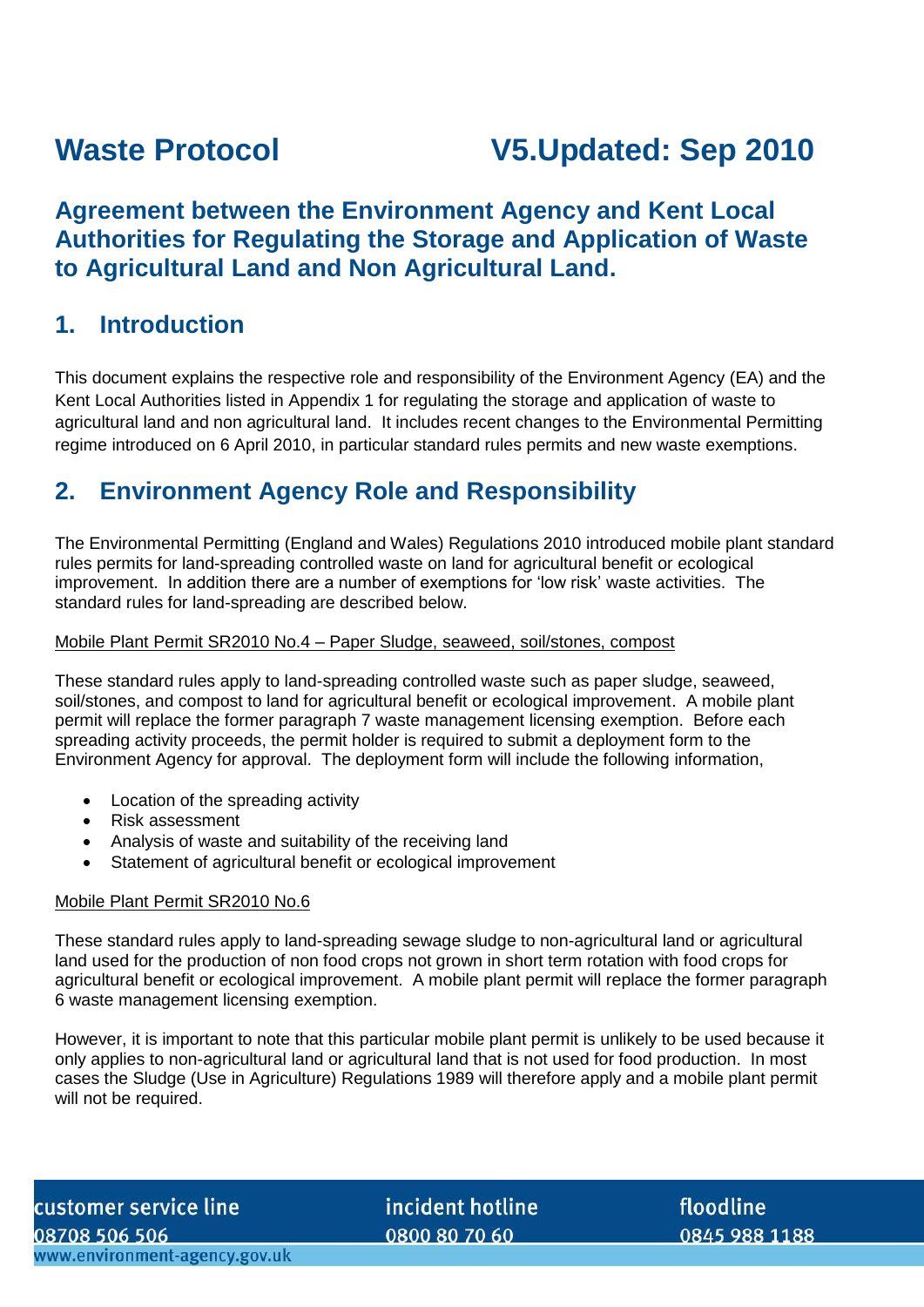# Waste Protocol V5.Updated: Sep 2010

## Agreement between the Environment Agency and Kent Local Authorities for Regulating the Storage and Application of Waste to Agricultural Land and Non Agricultural Land.

## 1. Introduction

This document explains the respective role and responsibility of the Environment Agency (EA) and the Kent Local Authorities listed in Appendix 1 for regulating the storage and application of waste to agricultural land and non agricultural land. It includes recent changes to the Environmental Permitting regime introduced on 6 April 2010, in particular standard rules permits and new waste exemptions.

## 2. Environment Agency Role and Responsibility

The Environmental Permitting (England and Wales) Regulations 2010 introduced mobile plant standard rules permits for land-spreading controlled waste on land for agricultural benefit or ecological improvement. In addition there are a number of exemptions for 'low risk' waste activities. The standard rules for land-spreading are described below.

Mobile Plant Permit SR2010 No.4 – Paper Sludge, seaweed, soil/stones, compost

These standard rules apply to land-spreading controlled waste such as paper sludge, seaweed, soil/stones, and compost to land for agricultural benefit or ecological improvement. A mobile plant permit will replace the former paragraph 7 waste management licensing exemption. Before each spreading activity proceeds, the permit holder is required to submit a deployment form to the Environment Agency for approval. The deployment form will include the following information,

- Location of the spreading activity
- Risk assessment
- Analysis of waste and suitability of the receiving land
- Statement of agricultural benefit or ecological improvement

Mobile Plant Permit SR2010 No.6

These standard rules apply to land-spreading sewage sludge to non-agricultural land or agricultural land used for the production of non food crops not grown in short term rotation with food crops for agricultural benefit or ecological improvement. A mobile plant permit will replace the former paragraph 6 waste management licensing exemption.

However, it is important to note that this particular mobile plant permit is unlikely to be used because it only applies to non-agricultural land or agricultural land that is not used for food production. In most cases the Sludge (Use in Agriculture) Regulations 1989 will therefore apply and a mobile plant permit will not be required.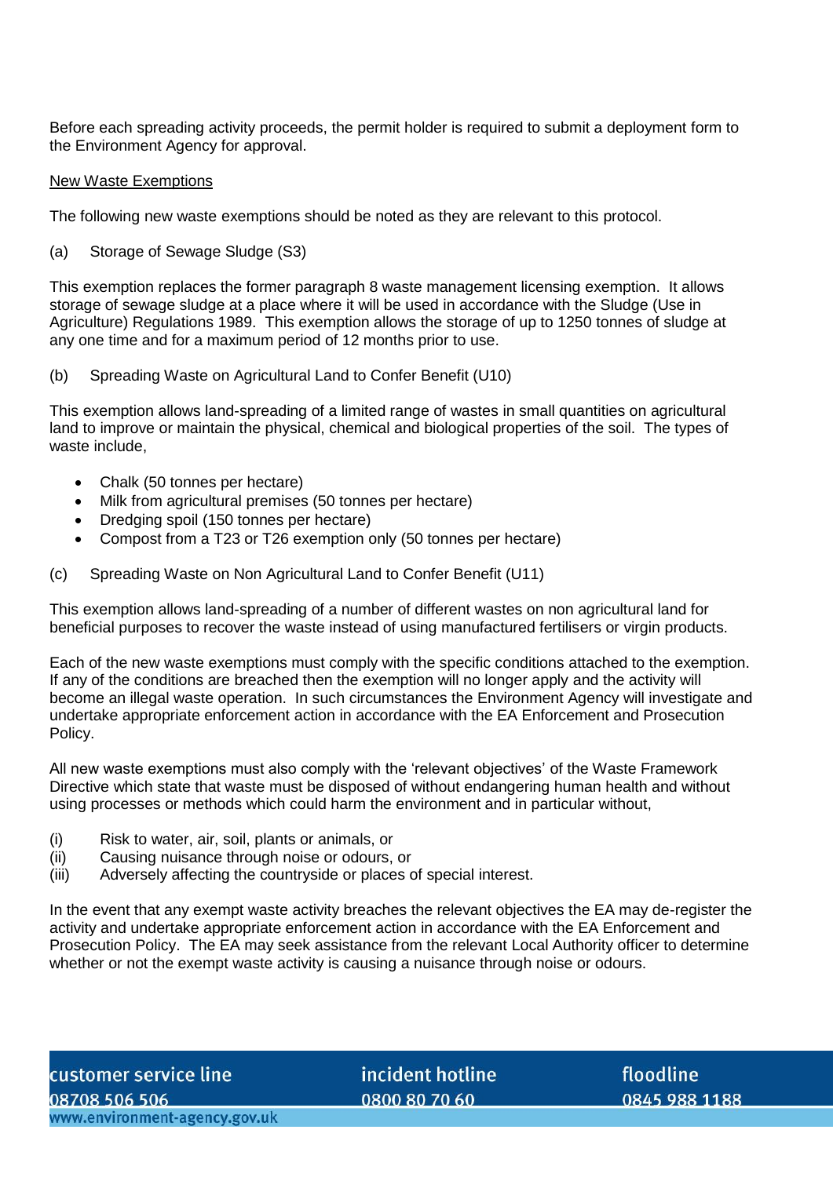Before each spreading activity proceeds, the permit holder is required to submit a deployment form to the Environment Agency for approval.

<u>New Waste Exemptions</u>

The following new waste exemptions should be noted as they are relevant to this protocol.

(a) Storage of Sewage Sludge (S3)

This exemption replaces the former paragraph 8 waste management licensing exemption. It allows storage of sewage sludge at a place where it will be used in accordance with the Sludge (Use in Agriculture) Regulations 1989. This exemption allows the storage of up to 1250 tonnes of sludge at any one time and for a maximum period of 12 months prior to use.

(b) Spreading Waste on Agricultural Land to Confer Benefit (U10)

This exemption allows land-spreading of a limited range of wastes in small quantities on agricultural land to improve or maintain the physical, chemical and biological properties of the soil. The types of waste include,

- Chalk (50 tonnes per hectare)
- Milk from agricultural premises (50 tonnes per hectare)
- Dredging spoil (150 tonnes per hectare)
- Compost from a T23 or T26 exemption only (50 tonnes per hectare)

(c) Spreading Waste on Non Agricultural Land to Confer Benefit (U11)

This exemption allows land-spreading of a number of different wastes on non agricultural land for beneficial purposes to recover the waste instead of using manufactured fertilisers or virgin products.

Each of the new waste exemptions must comply with the specific conditions attached to the exemption. If any of the conditions are breached then the exemption will no longer apply and the activity will become an illegal waste operation. In such circumstances the Environment Agency will investigate and undertake appropriate enforcement action in accordance with the EA Enforcement and Prosecution Policy.

All new waste exemptions must also comply with the 'relevant objectives' of the Waste Framework Directive which state that waste must be disposed of without endangering human health and without using processes or methods which could harm the environment and in particular without,

(i) Risk to water, air, soil, plants or animals, or
(ii) Causing nuisance through noise or odours, or
(iii) Adversely affecting the countryside or places of special interest.

In the event that any exempt waste activity breaches the relevant objectives the EA may de-register the activity and undertake appropriate enforcement action in accordance with the EA Enforcement and Prosecution Policy. The EA may seek assistance from the relevant Local Authority officer to determine whether or not the exempt waste activity is causing a nuisance through noise or odours.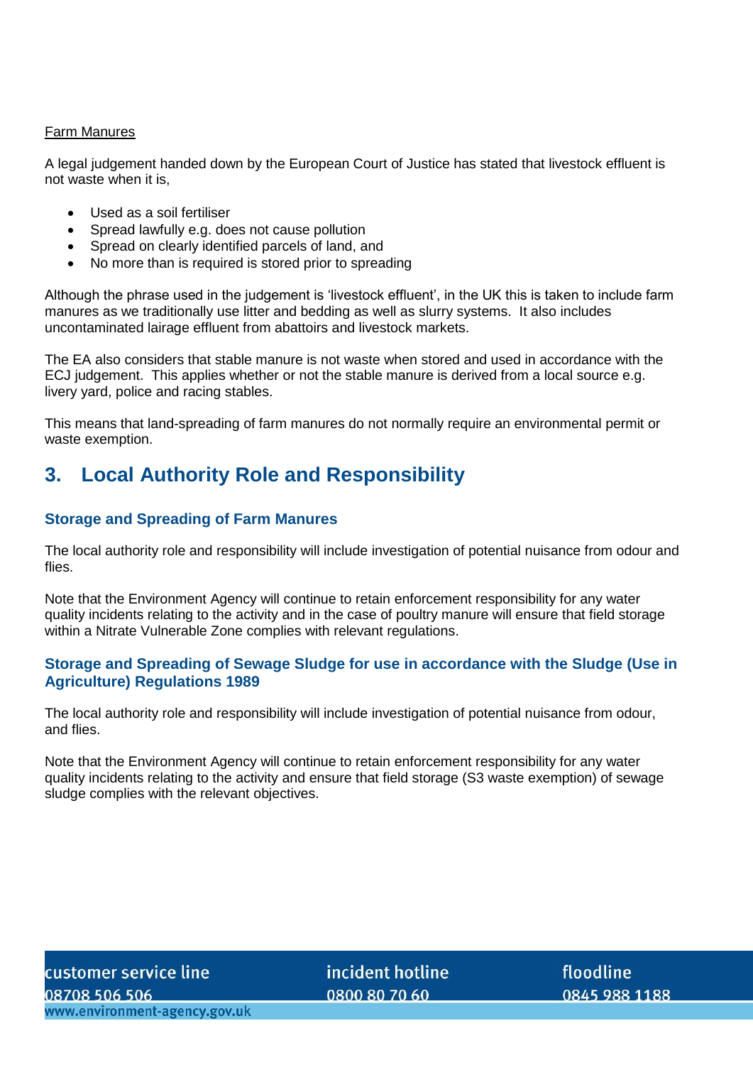Farm Manures

A legal judgement handed down by the European Court of Justice has stated that livestock effluent is not waste when it is,

- Used as a soil fertiliser
- Spread lawfully e.g. does not cause pollution
- Spread on clearly identified parcels of land, and
- No more than is required is stored prior to spreading

Although the phrase used in the judgement is 'livestock effluent', in the UK this is taken to include farm manures as we traditionally use litter and bedding as well as slurry systems. It also includes uncontaminated lairage effluent from abattoirs and livestock markets.

The EA also considers that stable manure is not waste when stored and used in accordance with the ECJ judgement. This applies whether or not the stable manure is derived from a local source e.g. livery yard, police and racing stables.

This means that land-spreading of farm manures do not normally require an environmental permit or waste exemption.

## 3. Local Authority Role and Responsibility

### Storage and Spreading of Farm Manures

The local authority role and responsibility will include investigation of potential nuisance from odour and flies.

Note that the Environment Agency will continue to retain enforcement responsibility for any water quality incidents relating to the activity and in the case of poultry manure will ensure that field storage within a Nitrate Vulnerable Zone complies with relevant regulations.

### Storage and Spreading of Sewage Sludge for use in accordance with the Sludge (Use in Agriculture) Regulations 1989

The local authority role and responsibility will include investigation of potential nuisance from odour, and flies.

Note that the Environment Agency will continue to retain enforcement responsibility for any water quality incidents relating to the activity and ensure that field storage (S3 waste exemption) of sewage sludge complies with the relevant objectives.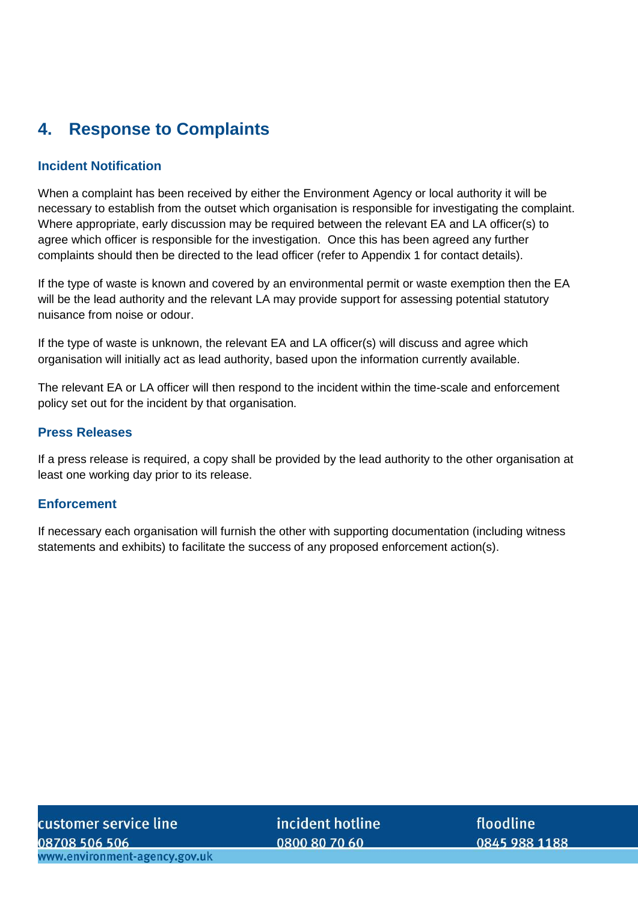# 4. Response to Complaints

### Incident Notification

When a complaint has been received by either the Environment Agency or local authority it will be necessary to establish from the outset which organisation is responsible for investigating the complaint. Where appropriate, early discussion may be required between the relevant EA and LA officer(s) to agree which officer is responsible for the investigation. Once this has been agreed any further complaints should then be directed to the lead officer (refer to Appendix 1 for contact details).

If the type of waste is known and covered by an environmental permit or waste exemption then the EA will be the lead authority and the relevant LA may provide support for assessing potential statutory nuisance from noise or odour.

If the type of waste is unknown, the relevant EA and LA officer(s) will discuss and agree which organisation will initially act as lead authority, based upon the information currently available.

The relevant EA or LA officer will then respond to the incident within the time-scale and enforcement policy set out for the incident by that organisation.

### Press Releases

If a press release is required, a copy shall be provided by the lead authority to the other organisation at least one working day prior to its release.

### Enforcement

If necessary each organisation will furnish the other with supporting documentation (including witness statements and exhibits) to facilitate the success of any proposed enforcement action(s).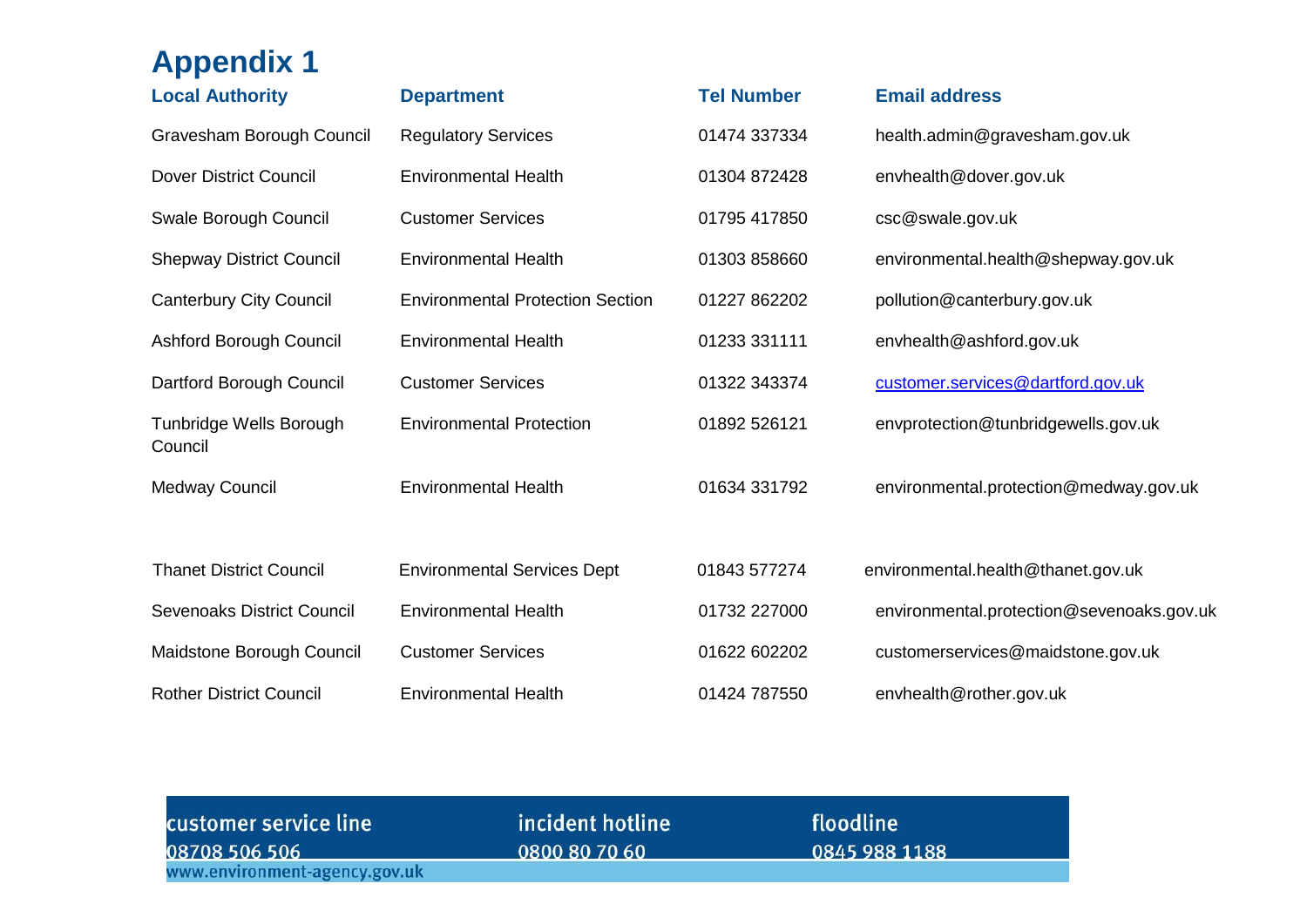# Appendix 1

| Local Authority | Department | Tel Number | Email address |
|---|---|---|---|
| Gravesham Borough Council | Regulatory Services | 01474 337334 | health.admin@gravesham.gov.uk |
| Dover District Council | Environmental Health | 01304 872428 | envhealth@dover.gov.uk |
| Swale Borough Council | Customer Services | 01795 417850 | csc@swale.gov.uk |
| Shepway District Council | Environmental Health | 01303 858660 | environmental.health@shepway.gov.uk |
| Canterbury City Council | Environmental Protection Section | 01227 862202 | pollution@canterbury.gov.uk |
| Ashford Borough Council | Environmental Health | 01233 331111 | envhealth@ashford.gov.uk |
| Dartford Borough Council | Customer Services | 01322 343374 | customer.services@dartford.gov.uk |
| Tunbridge Wells Borough Council | Environmental Protection | 01892 526121 | envprotection@tunbridgewells.gov.uk |
| Medway Council | Environmental Health | 01634 331792 | environmental.protection@medway.gov.uk |
| Thanet District Council | Environmental Services Dept | 01843 577274 | environmental.health@thanet.gov.uk |
| Sevenoaks District Council | Environmental Health | 01732 227000 | environmental.protection@sevenoaks.gov.uk |
| Maidstone Borough Council | Customer Services | 01622 602202 | customerservices@maidstone.gov.uk |
| Rother District Council | Environmental Health | 01424 787550 | envhealth@rother.gov.uk |

customer service line 08708 506 506 | incident hotline 0800 80 70 60 | floodline 0845 988 1188

www.environment-agency.gov.uk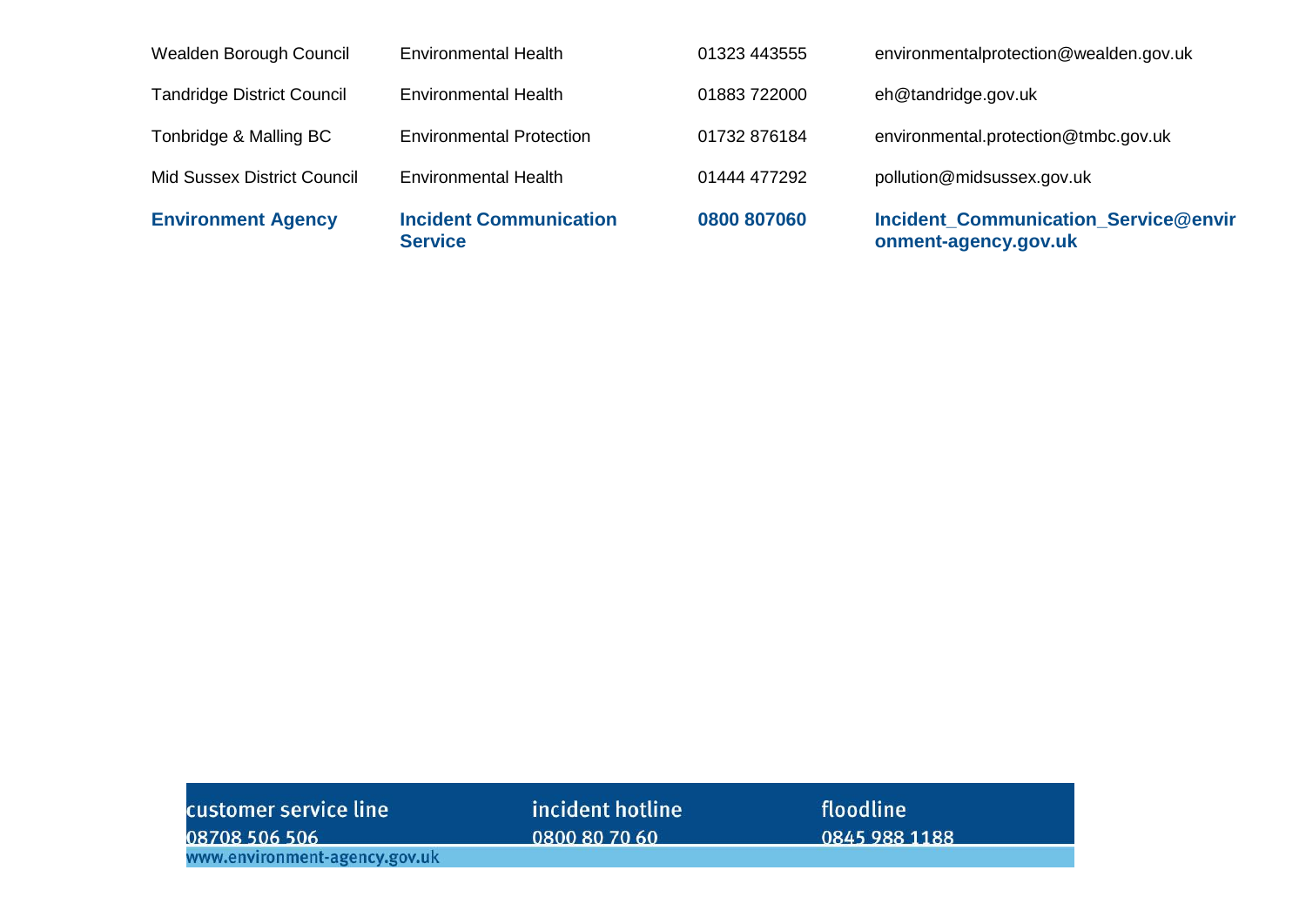| | | | |
|---|---|---|---|
| Wealden Borough Council | Environmental Health | 01323 443555 | environmentalprotection@wealden.gov.uk |
| Tandridge District Council | Environmental Health | 01883 722000 | eh@tandridge.gov.uk |
| Tonbridge & Malling BC | Environmental Protection | 01732 876184 | environmental.protection@tmbc.gov.uk |
| Mid Sussex District Council | Environmental Health | 01444 477292 | pollution@midsussex.gov.uk |
| **Environment Agency** | **Incident Communication Service** | **0800 807060** | **Incident_Communication_Service@environment-agency.gov.uk** |

customer service line
08708 506 506

incident hotline
0800 80 70 60

floodline
0845 988 1188

www.environment-agency.gov.uk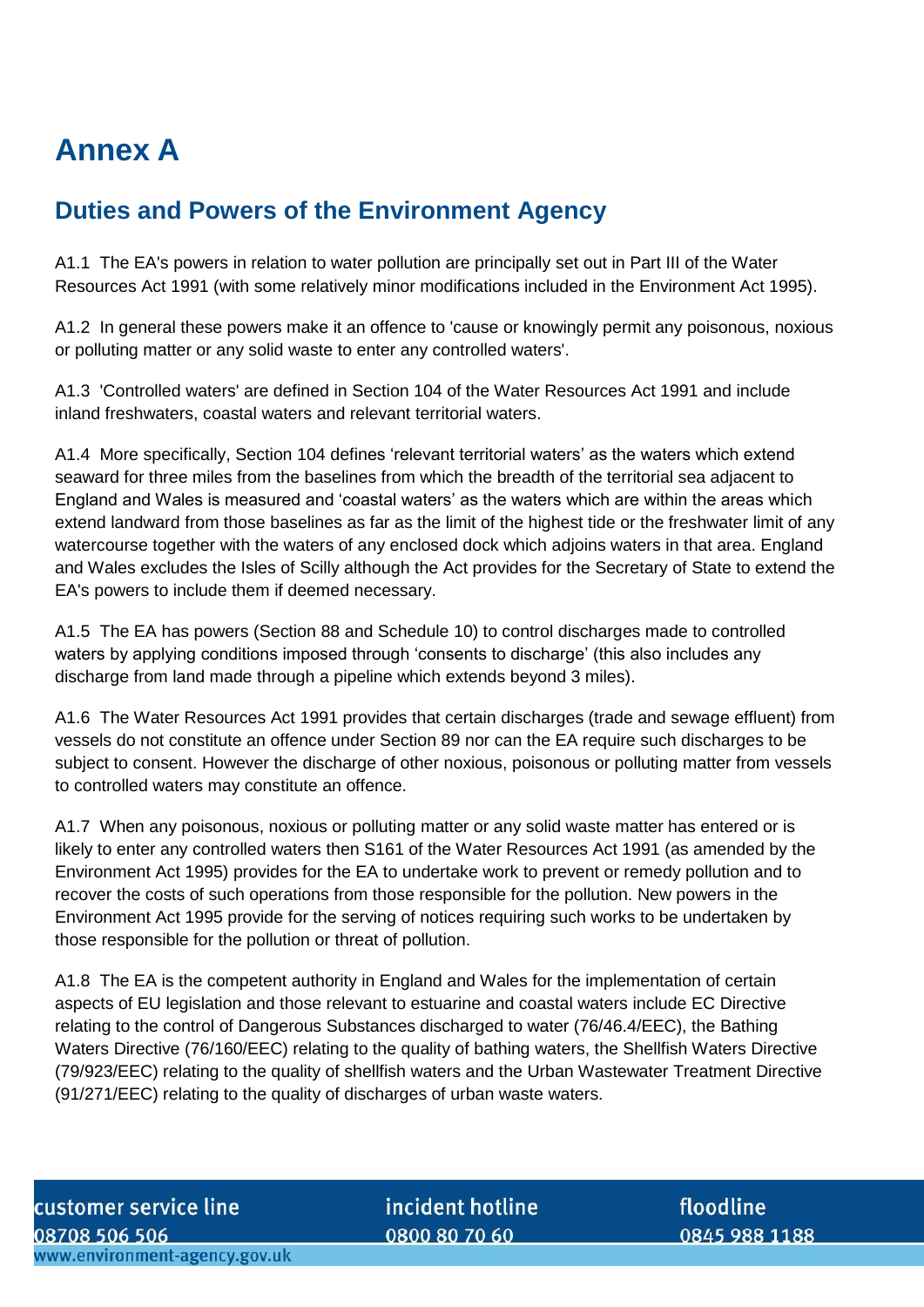# Annex A

## Duties and Powers of the Environment Agency

A1.1 The EA's powers in relation to water pollution are principally set out in Part III of the Water Resources Act 1991 (with some relatively minor modifications included in the Environment Act 1995).

A1.2 In general these powers make it an offence to 'cause or knowingly permit any poisonous, noxious or polluting matter or any solid waste to enter any controlled waters'.

A1.3 'Controlled waters' are defined in Section 104 of the Water Resources Act 1991 and include inland freshwaters, coastal waters and relevant territorial waters.

A1.4 More specifically, Section 104 defines 'relevant territorial waters' as the waters which extend seaward for three miles from the baselines from which the breadth of the territorial sea adjacent to England and Wales is measured and 'coastal waters' as the waters which are within the areas which extend landward from those baselines as far as the limit of the highest tide or the freshwater limit of any watercourse together with the waters of any enclosed dock which adjoins waters in that area. England and Wales excludes the Isles of Scilly although the Act provides for the Secretary of State to extend the EA's powers to include them if deemed necessary.

A1.5 The EA has powers (Section 88 and Schedule 10) to control discharges made to controlled waters by applying conditions imposed through 'consents to discharge' (this also includes any discharge from land made through a pipeline which extends beyond 3 miles).

A1.6 The Water Resources Act 1991 provides that certain discharges (trade and sewage effluent) from vessels do not constitute an offence under Section 89 nor can the EA require such discharges to be subject to consent. However the discharge of other noxious, poisonous or polluting matter from vessels to controlled waters may constitute an offence.

A1.7 When any poisonous, noxious or polluting matter or any solid waste matter has entered or is likely to enter any controlled waters then S161 of the Water Resources Act 1991 (as amended by the Environment Act 1995) provides for the EA to undertake work to prevent or remedy pollution and to recover the costs of such operations from those responsible for the pollution. New powers in the Environment Act 1995 provide for the serving of notices requiring such works to be undertaken by those responsible for the pollution or threat of pollution.

A1.8 The EA is the competent authority in England and Wales for the implementation of certain aspects of EU legislation and those relevant to estuarine and coastal waters include EC Directive relating to the control of Dangerous Substances discharged to water (76/46.4/EEC), the Bathing Waters Directive (76/160/EEC) relating to the quality of bathing waters, the Shellfish Waters Directive (79/923/EEC) relating to the quality of shellfish waters and the Urban Wastewater Treatment Directive (91/271/EEC) relating to the quality of discharges of urban waste waters.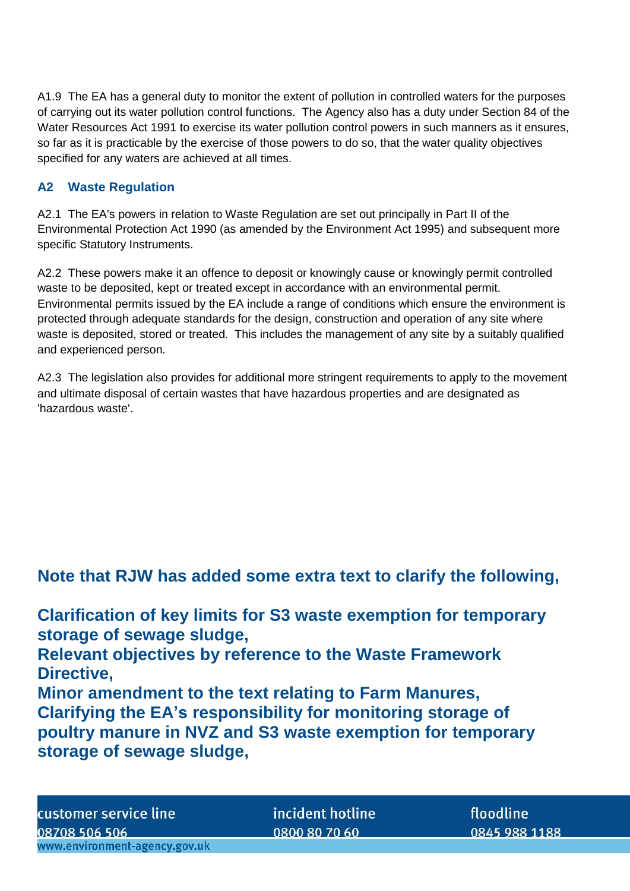A1.9 The EA has a general duty to monitor the extent of pollution in controlled waters for the purposes of carrying out its water pollution control functions. The Agency also has a duty under Section 84 of the Water Resources Act 1991 to exercise its water pollution control powers in such manners as it ensures, so far as it is practicable by the exercise of those powers to do so, that the water quality objectives specified for any waters are achieved at all times.

### A2 Waste Regulation

A2.1 The EA's powers in relation to Waste Regulation are set out principally in Part II of the Environmental Protection Act 1990 (as amended by the Environment Act 1995) and subsequent more specific Statutory Instruments.

A2.2 These powers make it an offence to deposit or knowingly cause or knowingly permit controlled waste to be deposited, kept or treated except in accordance with an environmental permit. Environmental permits issued by the EA include a range of conditions which ensure the environment is protected through adequate standards for the design, construction and operation of any site where waste is deposited, stored or treated. This includes the management of any site by a suitably qualified and experienced person.

A2.3 The legislation also provides for additional more stringent requirements to apply to the movement and ultimate disposal of certain wastes that have hazardous properties and are designated as 'hazardous waste'.

**Note that RJW has added some extra text to clarify the following,**

**Clarification of key limits for S3 waste exemption for temporary storage of sewage sludge,**
**Relevant objectives by reference to the Waste Framework Directive,**
**Minor amendment to the text relating to Farm Manures,**
**Clarifying the EA's responsibility for monitoring storage of poultry manure in NVZ and S3 waste exemption for temporary storage of sewage sludge,**